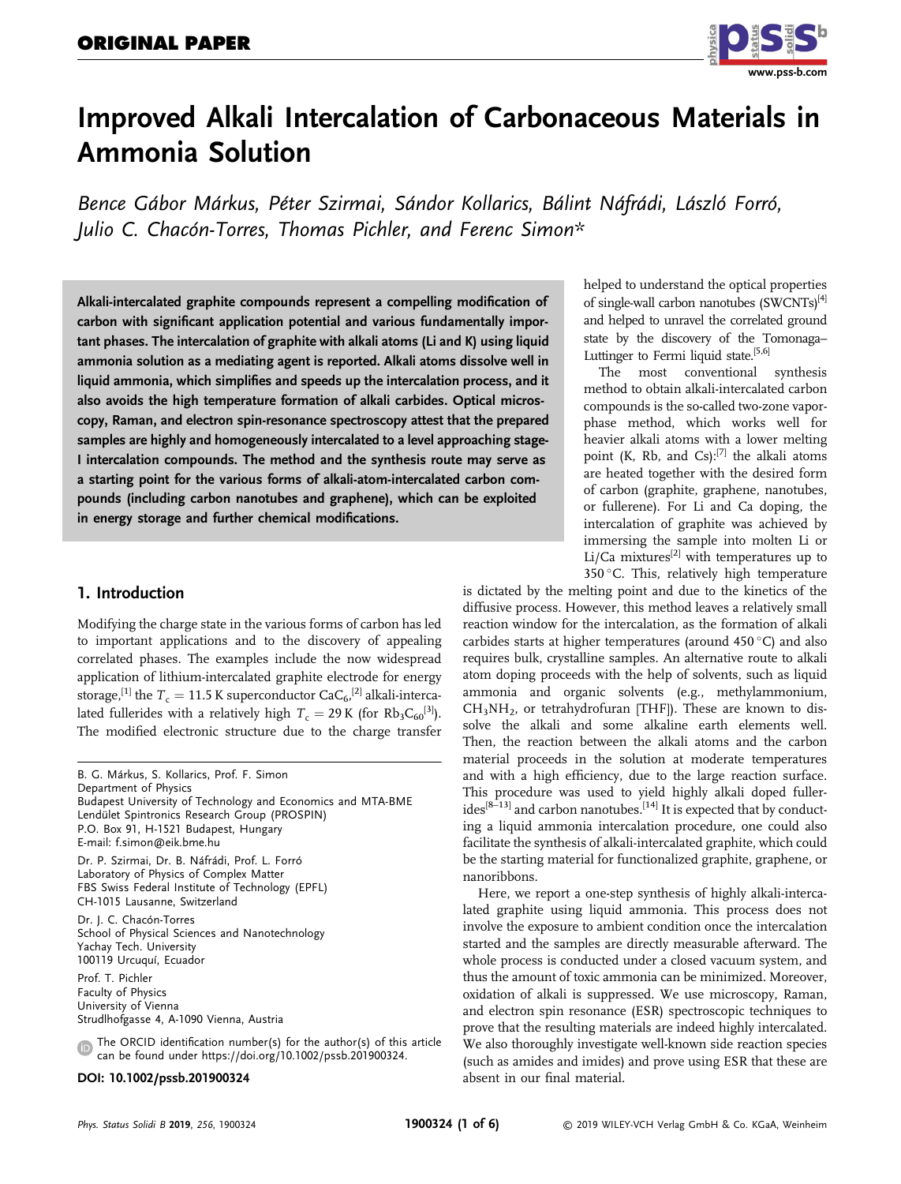ORIGINAL PAPER

# Improved Alkali Intercalation of Carbonaceous Materials in Ammonia Solution

*Bence Gábor Márkus, Péter Szirmai, Sándor Kollarics, Bálint Náfrádi, László Forró, Julio C. Chacón-Torres, Thomas Pichler, and Ferenc Simon**

**Alkali-intercalated graphite compounds represent a compelling modification of carbon with significant application potential and various fundamentally important phases. The intercalation of graphite with alkali atoms (Li and K) using liquid ammonia solution as a mediating agent is reported. Alkali atoms dissolve well in liquid ammonia, which simplifies and speeds up the intercalation process, and it also avoids the high temperature formation of alkali carbides. Optical microscopy, Raman, and electron spin-resonance spectroscopy attest that the prepared samples are highly and homogeneously intercalated to a level approaching stage-I intercalation compounds. The method and the synthesis route may serve as a starting point for the various forms of alkali-atom-intercalated carbon compounds (including carbon nanotubes and graphene), which can be exploited in energy storage and further chemical modifications.**

## 1. Introduction

Modifying the charge state in the various forms of carbon has led to important applications and to the discovery of appealing correlated phases. The examples include the now widespread application of lithium-intercalated graphite electrode for energy storage,[1] the $T_c = 11.5$ K superconductor $CaC_6$,[2] alkali-intercalated fullerides with a relatively high $T_c = 29$ K (for $Rb_3C_{60}$[3]). The modified electronic structure due to the charge transfer helped to understand the optical properties of single-wall carbon nanotubes (SWCNTs)[4] and helped to unravel the correlated ground state by the discovery of the Tomonaga–Luttinger to Fermi liquid state.[5,6]

The most conventional synthesis method to obtain alkali-intercalated carbon compounds is the so-called two-zone vapor-phase method, which works well for heavier alkali atoms with a lower melting point (K, Rb, and Cs):[7] the alkali atoms are heated together with the desired form of carbon (graphite, graphene, nanotubes, or fullerene). For Li and Ca doping, the intercalation of graphite was achieved by immersing the sample into molten Li or Li/Ca mixtures[2] with temperatures up to 350 °C. This, relatively high temperature is dictated by the melting point and due to the kinetics of the diffusive process. However, this method leaves a relatively small reaction window for the intercalation, as the formation of alkali carbides starts at higher temperatures (around 450 °C) and also requires bulk, crystalline samples. An alternative route to alkali atom doping proceeds with the help of solvents, such as liquid ammonia and organic solvents (e.g., methylammonium, $CH_3NH_2$, or tetrahydrofuran [THF]). These are known to dissolve the alkali and some alkaline earth elements well. Then, the reaction between the alkali atoms and the carbon material proceeds in the solution at moderate temperatures and with a high efficiency, due to the large reaction surface. This procedure was used to yield highly alkali doped fullerides[8–13] and carbon nanotubes.[14] It is expected that by conducting a liquid ammonia intercalation procedure, one could also facilitate the synthesis of alkali-intercalated graphite, which could be the starting material for functionalized graphite, graphene, or nanoribbons.

Here, we report a one-step synthesis of highly alkali-intercalated graphite using liquid ammonia. This process does not involve the exposure to ambient condition once the intercalation started and the samples are directly measurable afterward. The whole process is conducted under a closed vacuum system, and thus the amount of toxic ammonia can be minimized. Moreover, oxidation of alkali is suppressed. We use microscopy, Raman, and electron spin resonance (ESR) spectroscopic techniques to prove that the resulting materials are indeed highly intercalated. We also thoroughly investigate well-known side reaction species (such as amides and imides) and prove using ESR that these are absent in our final material.

---

B. G. Márkus, S. Kollarics, Prof. F. Simon
Department of Physics
Budapest University of Technology and Economics and MTA-BME Lendület Spintronics Research Group (PROSPIN)
P.O. Box 91, H-1521 Budapest, Hungary
E-mail: f.simon@eik.bme.hu

Dr. P. Szirmai, Dr. B. Náfrádi, Prof. L. Forró
Laboratory of Physics of Complex Matter
FBS Swiss Federal Institute of Technology (EPFL)
CH-1015 Lausanne, Switzerland

Dr. J. C. Chacón-Torres
School of Physical Sciences and Nanotechnology
Yachay Tech. University
100119 Urcuquí, Ecuador

Prof. T. Pichler
Faculty of Physics
University of Vienna
Strudlhofgasse 4, A-1090 Vienna, Austria

The ORCID identification number(s) for the author(s) of this article can be found under https://doi.org/10.1002/pssb.201900324.

**DOI: 10.1002/pssb.201900324**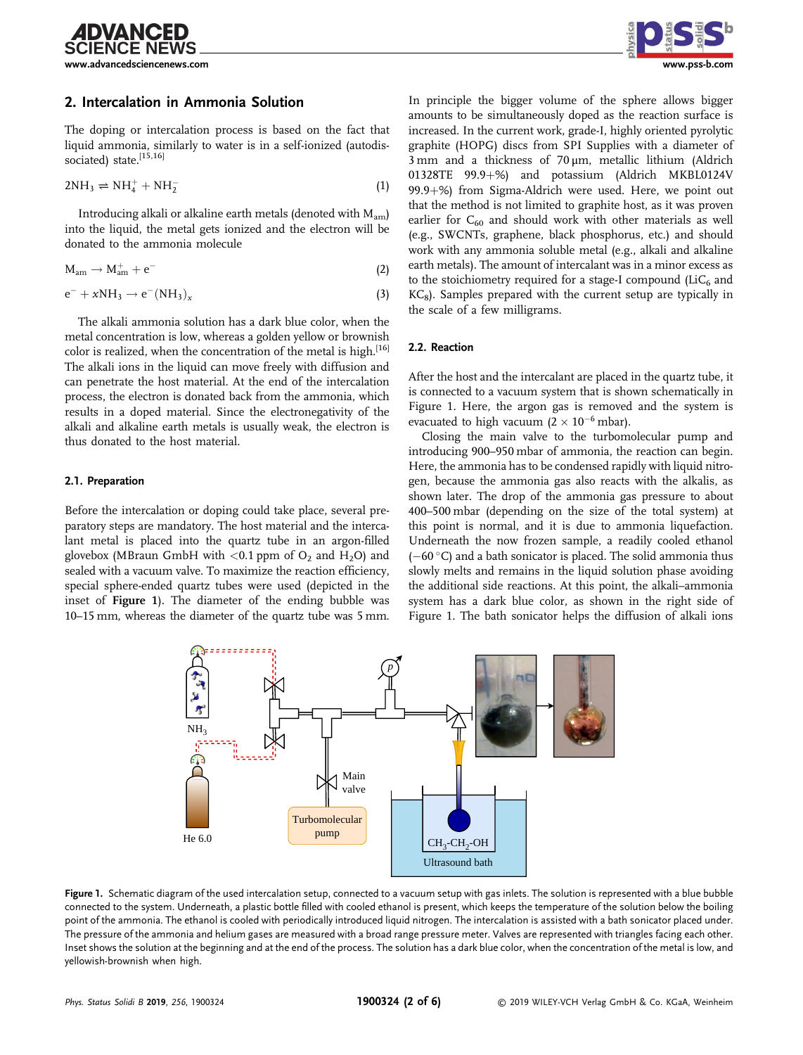## 2. Intercalation in Ammonia Solution

The doping or intercalation process is based on the fact that liquid ammonia, similarly to water is in a self-ionized (autodissociated) state.[15,16]

$$2NH_3 \rightleftharpoons NH_4^+ + NH_2^- \quad (1)$$

Introducing alkali or alkaline earth metals (denoted with $M_{am}$) into the liquid, the metal gets ionized and the electron will be donated to the ammonia molecule

$$M_{am} \rightarrow M_{am}^+ + e^- \quad (2)$$

$$e^- + xNH_3 \rightarrow e^-(NH_3)_x \quad (3)$$

The alkali ammonia solution has a dark blue color, when the metal concentration is low, whereas a golden yellow or brownish color is realized, when the concentration of the metal is high.[16] The alkali ions in the liquid can move freely with diffusion and can penetrate the host material. At the end of the intercalation process, the electron is donated back from the ammonia, which results in a doped material. Since the electronegativity of the alkali and alkaline earth metals is usually weak, the electron is thus donated to the host material.

### 2.1. Preparation

Before the intercalation or doping could take place, several preparatory steps are mandatory. The host material and the intercalant metal is placed into the quartz tube in an argon-filled glovebox (MBraun GmbH with <0.1 ppm of $O_2$ and $H_2O$) and sealed with a vacuum valve. To maximize the reaction efficiency, special sphere-ended quartz tubes were used (depicted in the inset of **Figure 1**). The diameter of the ending bubble was 10–15 mm, whereas the diameter of the quartz tube was 5 mm. In principle the bigger volume of the sphere allows bigger amounts to be simultaneously doped as the reaction surface is increased. In the current work, grade-I, highly oriented pyrolytic graphite (HOPG) discs from SPI Supplies with a diameter of 3 mm and a thickness of 70 μm, metallic lithium (Aldrich 01328TE 99.9+%) and potassium (Aldrich MKBL0124V 99.9+%) from Sigma-Aldrich were used. Here, we point out that the method is not limited to graphite host, as it was proven earlier for $C_{60}$ and should work with other materials as well (e.g., SWCNTs, graphene, black phosphorus, etc.) and should work with any ammonia soluble metal (e.g., alkali and alkaline earth metals). The amount of intercalant was in a minor excess as to the stoichiometry required for a stage-I compound ($LiC_6$ and $KC_8$). Samples prepared with the current setup are typically in the scale of a few milligrams.

### 2.2. Reaction

After the host and the intercalant are placed in the quartz tube, it is connected to a vacuum system that is shown schematically in Figure 1. Here, the argon gas is removed and the system is evacuated to high vacuum ($2 \times 10^{-6}$ mbar).

Closing the main valve to the turbomolecular pump and introducing 900–950 mbar of ammonia, the reaction can begin. Here, the ammonia has to be condensed rapidly with liquid nitrogen, because the ammonia gas also reacts with the alkalis, as shown later. The drop of the ammonia gas pressure to about 400–500 mbar (depending on the size of the total system) at this point is normal, and it is due to ammonia liquefaction. Underneath the now frozen sample, a readily cooled ethanol (−60 °C) and a bath sonicator is placed. The solid ammonia thus slowly melts and remains in the liquid solution phase avoiding the additional side reactions. At this point, the alkali–ammonia system has a dark blue color, as shown in the right side of Figure 1. The bath sonicator helps the diffusion of alkali ions

**Figure 1.** Schematic diagram of the used intercalation setup, connected to a vacuum setup with gas inlets. The solution is represented with a blue bubble connected to the system. Underneath, a plastic bottle filled with cooled ethanol is present, which keeps the temperature of the solution below the boiling point of the ammonia. The ethanol is cooled with periodically introduced liquid nitrogen. The intercalation is assisted with a bath sonicator placed under. The pressure of the ammonia and helium gases are measured with a broad range pressure meter. Valves are represented with triangles facing each other. Inset shows the solution at the beginning and at the end of the process. The solution has a dark blue color, when the concentration of the metal is low, and yellowish-brownish when high.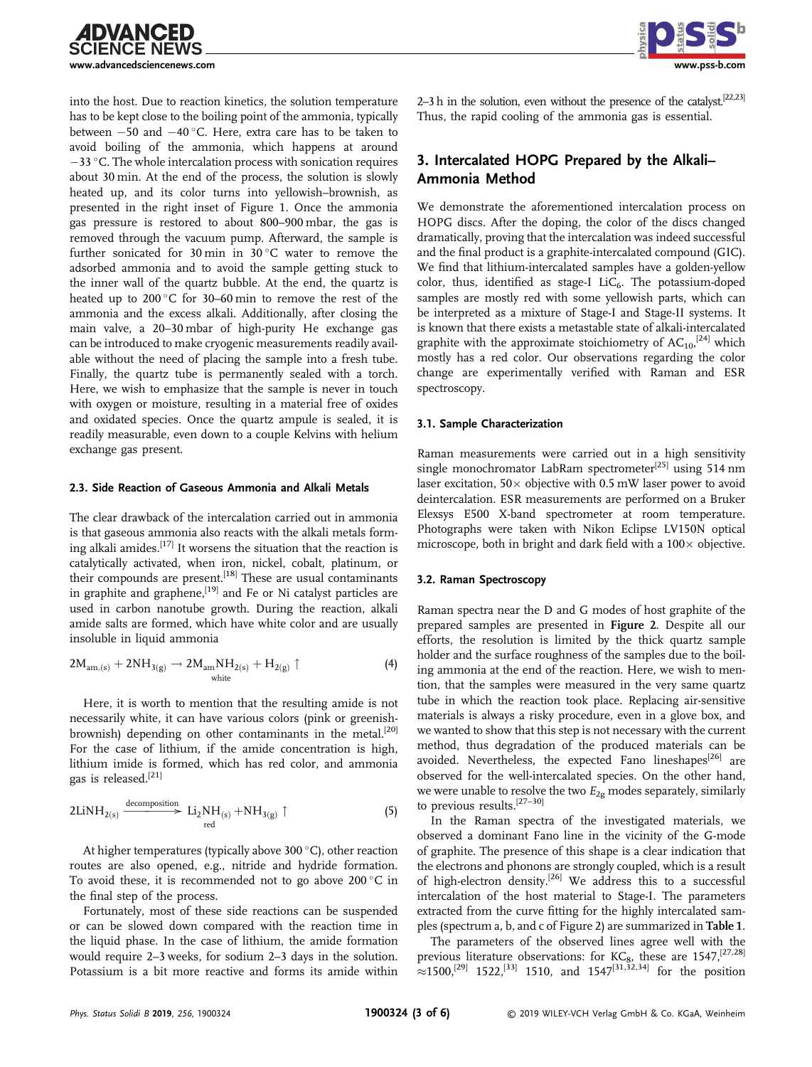into the host. Due to reaction kinetics, the solution temperature has to be kept close to the boiling point of the ammonia, typically between −50 and −40 °C. Here, extra care has to be taken to avoid boiling of the ammonia, which happens at around −33 °C. The whole intercalation process with sonication requires about 30 min. At the end of the process, the solution is slowly heated up, and its color turns into yellowish–brownish, as presented in the right inset of Figure 1. Once the ammonia gas pressure is restored to about 800–900 mbar, the gas is removed through the vacuum pump. Afterward, the sample is further sonicated for 30 min in 30 °C water to remove the adsorbed ammonia and to avoid the sample getting stuck to the inner wall of the quartz bubble. At the end, the quartz is heated up to 200 °C for 30–60 min to remove the rest of the ammonia and the excess alkali. Additionally, after closing the main valve, a 20–30 mbar of high-purity He exchange gas can be introduced to make cryogenic measurements readily available without the need of placing the sample into a fresh tube. Finally, the quartz tube is permanently sealed with a torch. Here, we wish to emphasize that the sample is never in touch with oxygen or moisture, resulting in a material free of oxides and oxidated species. Once the quartz ampule is sealed, it is readily measurable, even down to a couple Kelvins with helium exchange gas present.

### 2.3. Side Reaction of Gaseous Ammonia and Alkali Metals

The clear drawback of the intercalation carried out in ammonia is that gaseous ammonia also reacts with the alkali metals forming alkali amides.[17] It worsens the situation that the reaction is catalytically activated, when iron, nickel, cobalt, platinum, or their compounds are present.[18] These are usual contaminants in graphite and graphene,[19] and Fe or Ni catalyst particles are used in carbon nanotube growth. During the reaction, alkali amide salts are formed, which have white color and are usually insoluble in liquid ammonia

$$2M_{am,(s)} + 2NH_{3(g)} \rightarrow \underset{\text{white}}{2M_{am}NH_{2(s)}} + H_{2(g)} \uparrow \tag{4}$$

Here, it is worth to mention that the resulting amide is not necessarily white, it can have various colors (pink or greenish-brownish) depending on other contaminants in the metal.[20] For the case of lithium, if the amide concentration is high, lithium imide is formed, which has red color, and ammonia gas is released.[21]

$$2LiNH_{2(s)} \xrightarrow{\text{decomposition}} \underset{\text{red}}{Li_2NH_{(s)}} + NH_{3(g)} \uparrow \tag{5}$$

At higher temperatures (typically above 300 °C), other reaction routes are also opened, e.g., nitride and hydride formation. To avoid these, it is recommended not to go above 200 °C in the final step of the process.

Fortunately, most of these side reactions can be suspended or can be slowed down compared with the reaction time in the liquid phase. In the case of lithium, the amide formation would require 2–3 weeks, for sodium 2–3 days in the solution. Potassium is a bit more reactive and forms its amide within 2–3 h in the solution, even without the presence of the catalyst.[22,23] Thus, the rapid cooling of the ammonia gas is essential.

## 3. Intercalated HOPG Prepared by the Alkali–Ammonia Method

We demonstrate the aforementioned intercalation process on HOPG discs. After the doping, the color of the discs changed dramatically, proving that the intercalation was indeed successful and the final product is a graphite-intercalated compound (GIC). We find that lithium-intercalated samples have a golden-yellow color, thus, identified as stage-I $LiC_6$. The potassium-doped samples are mostly red with some yellowish parts, which can be interpreted as a mixture of Stage-I and Stage-II systems. It is known that there exists a metastable state of alkali-intercalated graphite with the approximate stoichiometry of $AC_{10}$,[24] which mostly has a red color. Our observations regarding the color change are experimentally verified with Raman and ESR spectroscopy.

### 3.1. Sample Characterization

Raman measurements were carried out in a high sensitivity single monochromator LabRam spectrometer[25] using 514 nm laser excitation, 50× objective with 0.5 mW laser power to avoid deintercalation. ESR measurements are performed on a Bruker Elexsys E500 X-band spectrometer at room temperature. Photographs were taken with Nikon Eclipse LV150N optical microscope, both in bright and dark field with a 100× objective.

### 3.2. Raman Spectroscopy

Raman spectra near the D and G modes of host graphite of the prepared samples are presented in **Figure 2**. Despite all our efforts, the resolution is limited by the thick quartz sample holder and the surface roughness of the samples due to the boiling ammonia at the end of the reaction. Here, we wish to mention, that the samples were measured in the very same quartz tube in which the reaction took place. Replacing air-sensitive materials is always a risky procedure, even in a glove box, and we wanted to show that this step is not necessary with the current method, thus degradation of the produced materials can be avoided. Nevertheless, the expected Fano lineshapes[26] are observed for the well-intercalated species. On the other hand, we were unable to resolve the two $E_{2g}$ modes separately, similarly to previous results.[27–30]

In the Raman spectra of the investigated materials, we observed a dominant Fano line in the vicinity of the G-mode of graphite. The presence of this shape is a clear indication that the electrons and phonons are strongly coupled, which is a result of high-electron density.[26] We address this to a successful intercalation of the host material to Stage-I. The parameters extracted from the curve fitting for the highly intercalated samples (spectrum a, b, and c of Figure 2) are summarized in **Table 1**.

The parameters of the observed lines agree well with the previous literature observations: for $KC_8$, these are 1547,[27,28] ≈1500,[29] 1522,[33] 1510, and 1547[31,32,34] for the position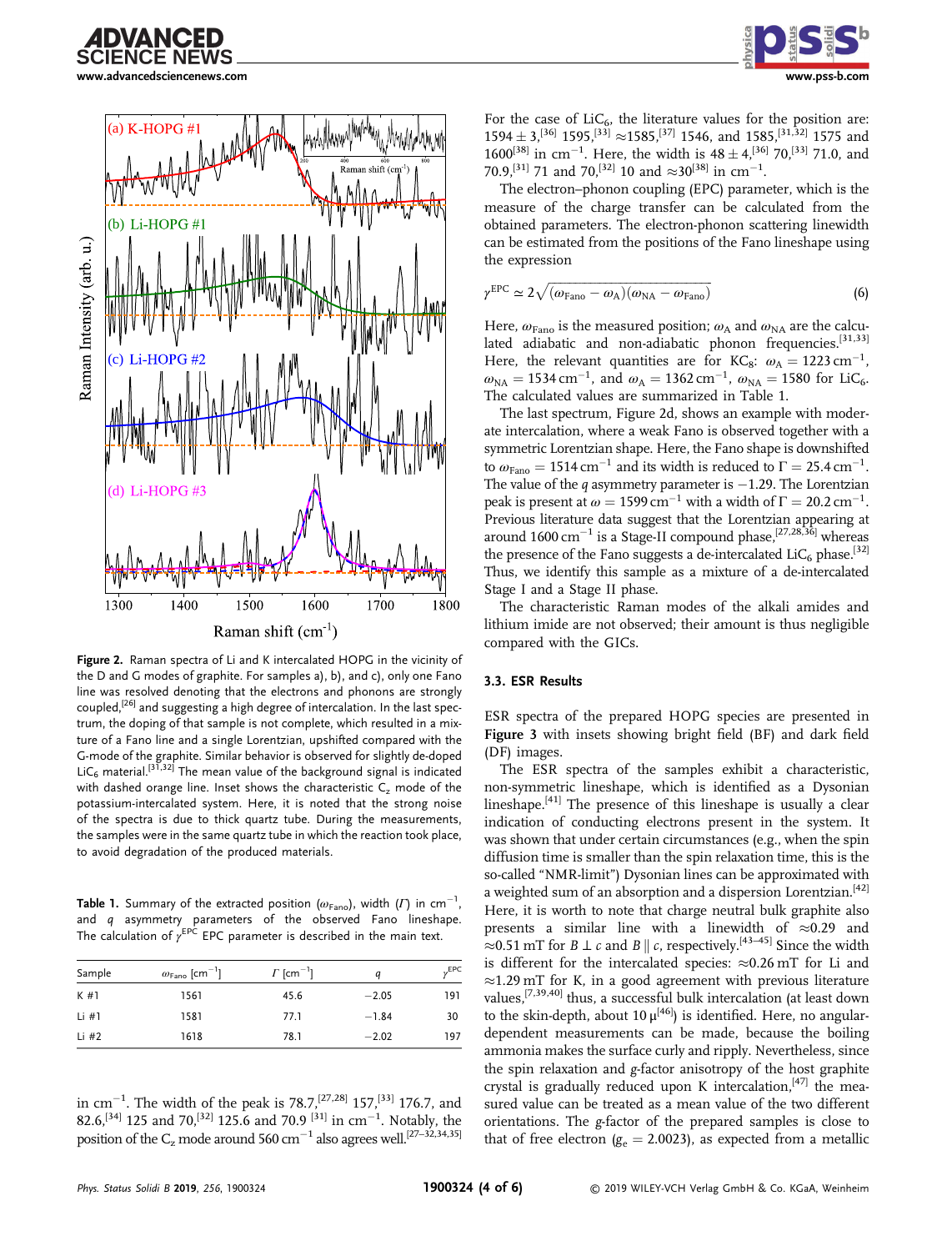Figure 2. Raman spectra of Li and K intercalated HOPG in the vicinity of the D and G modes of graphite. For samples a), b), and c), only one Fano line was resolved denoting that the electrons and phonons are strongly coupled,[26] and suggesting a high degree of intercalation. In the last spectrum, the doping of that sample is not complete, which resulted in a mixture of a Fano line and a single Lorentzian, upshifted compared with the G-mode of the graphite. Similar behavior is observed for slightly de-doped $LiC_6$ material.[31,32] The mean value of the background signal is indicated with dashed orange line. Inset shows the characteristic $C_z$ mode of the potassium-intercalated system. Here, it is noted that the strong noise of the spectra is due to thick quartz tube. During the measurements, the samples were in the same quartz tube in which the reaction took place, to avoid degradation of the produced materials.

Table 1. Summary of the extracted position ($\omega_{Fano}$), width ($\Gamma$) in $cm^{-1}$, and $q$ asymmetry parameters of the observed Fano lineshape. The calculation of $\gamma^{EPC}$ EPC parameter is described in the main text.

| Sample | $\omega_{Fano}$ [$cm^{-1}$] | $\Gamma$ [$cm^{-1}$] | $q$ | $\gamma^{EPC}$ |
|---|---|---|---|---|
| K #1 | 1561 | 45.6 | −2.05 | 191 |
| Li #1 | 1581 | 77.1 | −1.84 | 30 |
| Li #2 | 1618 | 78.1 | −2.02 | 197 |

in $cm^{-1}$. The width of the peak is 78.7,[27,28] 157,[33] 176.7, and 82.6,[34] 125 and 70,[32] 125.6 and 70.9 [31] in $cm^{-1}$. Notably, the position of the $C_z$ mode around 560 $cm^{-1}$ also agrees well.[27–32,34,35]

For the case of $LiC_6$, the literature values for the position are: 1594 ± 3,[36] 1595,[33] ≈1585,[37] 1546, and 1585,[31,32] 1575 and 1600[38] in $cm^{-1}$. Here, the width is 48 ± 4,[36] 70,[33] 71.0, and 70.9,[31] 71 and 70,[32] 10 and ≈30[38] in $cm^{-1}$.

The electron–phonon coupling (EPC) parameter, which is the measure of the charge transfer can be calculated from the obtained parameters. The electron-phonon scattering linewidth can be estimated from the positions of the Fano lineshape using the expression

$$\gamma^{EPC} \simeq 2\sqrt{(\omega_{Fano} - \omega_A)(\omega_{NA} - \omega_{Fano})} \tag{6}$$

Here, $\omega_{Fano}$ is the measured position; $\omega_A$ and $\omega_{NA}$ are the calculated adiabatic and non-adiabatic phonon frequencies.[31,33] Here, the relevant quantities are for $KC_8$: $\omega_A = 1223\,cm^{-1}$, $\omega_{NA} = 1534\,cm^{-1}$, and $\omega_A = 1362\,cm^{-1}$, $\omega_{NA} = 1580$ for $LiC_6$. The calculated values are summarized in Table 1.

The last spectrum, Figure 2d, shows an example with moderate intercalation, where a weak Fano is observed together with a symmetric Lorentzian shape. Here, the Fano shape is downshifted to $\omega_{Fano} = 1514\,cm^{-1}$ and its width is reduced to $\Gamma = 25.4\,cm^{-1}$. The value of the $q$ asymmetry parameter is −1.29. The Lorentzian peak is present at $\omega = 1599\,cm^{-1}$ with a width of $\Gamma = 20.2\,cm^{-1}$. Previous literature data suggest that the Lorentzian appearing at around 1600 $cm^{-1}$ is a Stage-II compound phase,[27,28,36] whereas the presence of the Fano suggests a de-intercalated $LiC_6$ phase.[32] Thus, we identify this sample as a mixture of a de-intercalated Stage I and a Stage II phase.

The characteristic Raman modes of the alkali amides and lithium imide are not observed; their amount is thus negligible compared with the GICs.

### 3.3. ESR Results

ESR spectra of the prepared HOPG species are presented in **Figure 3** with insets showing bright field (BF) and dark field (DF) images.

The ESR spectra of the samples exhibit a characteristic, non-symmetric lineshape, which is identified as a Dysonian lineshape.[41] The presence of this lineshape is usually a clear indication of conducting electrons present in the system. It was shown that under certain circumstances (e.g., when the spin diffusion time is smaller than the spin relaxation time, this is the so-called "NMR-limit") Dysonian lines can be approximated with a weighted sum of an absorption and a dispersion Lorentzian.[42] Here, it is worth to note that charge neutral bulk graphite also presents a similar line with a linewidth of ≈0.29 and ≈0.51 mT for $B \perp c$ and $B \parallel c$, respectively.[43–45] Since the width is different for the intercalated species: ≈0.26 mT for Li and ≈1.29 mT for K, in a good agreement with previous literature values,[7,39,40] thus, a successful bulk intercalation (at least down to the skin-depth, about 10 μ[46]) is identified. Here, no angular-dependent measurements can be made, because the boiling ammonia makes the surface curly and ripply. Nevertheless, since the spin relaxation and $g$-factor anisotropy of the host graphite crystal is gradually reduced upon K intercalation,[47] the measured value can be treated as a mean value of the two different orientations. The $g$-factor of the prepared samples is close to that of free electron ($g_e = 2.0023$), as expected from a metallic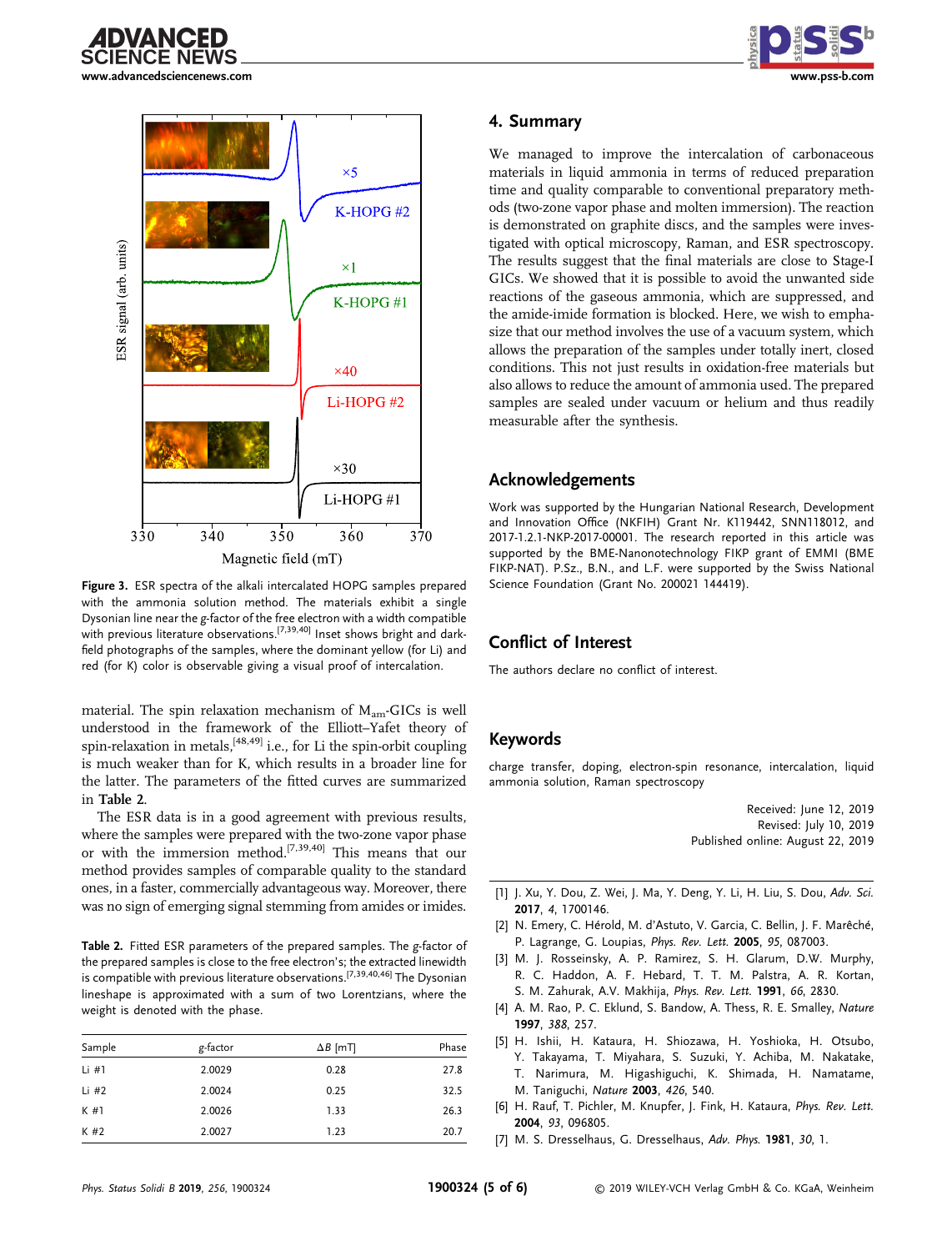Figure 3. ESR spectra of the alkali intercalated HOPG samples prepared with the ammonia solution method. The materials exhibit a single Dysonian line near the g-factor of the free electron with a width compatible with previous literature observations.[7,39,40] Inset shows bright and dark-field photographs of the samples, where the dominant yellow (for Li) and red (for K) color is observable giving a visual proof of intercalation.

material. The spin relaxation mechanism of $M_{am}$-GICs is well understood in the framework of the Elliott–Yafet theory of spin-relaxation in metals,[48,49] i.e., for Li the spin-orbit coupling is much weaker than for K, which results in a broader line for the latter. The parameters of the fitted curves are summarized in **Table 2**.

The ESR data is in a good agreement with previous results, where the samples were prepared with the two-zone vapor phase or with the immersion method.[7,39,40] This means that our method provides samples of comparable quality to the standard ones, in a faster, commercially advantageous way. Moreover, there was no sign of emerging signal stemming from amides or imides.

**Table 2.** Fitted ESR parameters of the prepared samples. The g-factor of the prepared sample is close to the free electron's; the extracted linewidth is compatible with previous literature observations.[7,39,40,46] The Dysonian lineshape is approximated with a sum of two Lorentzians, where the weight is denoted with the phase.

| Sample | g-factor | $\Delta B$ [mT] | Phase |
|---|---|---|---|
| Li #1 | 2.0029 | 0.28 | 27.8 |
| Li #2 | 2.0024 | 0.25 | 32.5 |
| K #1 | 2.0026 | 1.33 | 26.3 |
| K #2 | 2.0027 | 1.23 | 20.7 |

## 4. Summary

We managed to improve the intercalation of carbonaceous materials in liquid ammonia in terms of reduced preparation time and quality comparable to conventional preparatory methods (two-zone vapor phase and molten immersion). The reaction is demonstrated on graphite discs, and the samples were investigated with optical microscopy, Raman, and ESR spectroscopy. The results suggest that the final materials are close to Stage-I GICs. We showed that it is possible to avoid the unwanted side reactions of the gaseous ammonia, which are suppressed, and the amide-imide formation is blocked. Here, we wish to emphasize that our method involves the use of a vacuum system, which allows the preparation of the samples under totally inert, closed conditions. This not just results in oxidation-free materials but also allows to reduce the amount of ammonia used. The prepared samples are sealed under vacuum or helium and thus readily measurable after the synthesis.

## Acknowledgements

Work was supported by the Hungarian National Research, Development and Innovation Office (NKFIH) Grant Nr. K119442, SNN118012, and 2017-1.2.1-NKP-2017-00001. The research reported in this article was supported by the BME-Nanonotechnology FIKP grant of EMMI (BME FIKP-NAT). P.Sz., B.N., and L.F. were supported by the Swiss National Science Foundation (Grant No. 200021 144419).

## Conflict of Interest

The authors declare no conflict of interest.

## Keywords

charge transfer, doping, electron-spin resonance, intercalation, liquid ammonia solution, Raman spectroscopy

Received: June 12, 2019
Revised: July 10, 2019
Published online: August 22, 2019

[1] J. Xu, Y. Dou, Z. Wei, J. Ma, Y. Deng, Y. Li, H. Liu, S. Dou, *Adv. Sci.* **2017**, *4*, 1700146.
[2] N. Emery, C. Hérold, M. d'Astuto, V. Garcia, C. Bellin, J. F. Marêché, P. Lagrange, G. Loupias, *Phys. Rev. Lett.* **2005**, *95*, 087003.
[3] M. J. Rosseinsky, A. P. Ramirez, S. H. Glarum, D.W. Murphy, R. C. Haddon, A. F. Hebard, T. T. M. Palstra, A. R. Kortan, S. M. Zahurak, A.V. Makhija, *Phys. Rev. Lett.* **1991**, *66*, 2830.
[4] A. M. Rao, P. C. Eklund, S. Bandow, A. Thess, R. E. Smalley, *Nature* **1997**, *388*, 257.
[5] H. Ishii, H. Kataura, H. Shiozawa, H. Yoshioka, H. Otsubo, Y. Takayama, T. Miyahara, S. Suzuki, Y. Achiba, M. Nakatake, T. Narimura, M. Higashiguchi, K. Shimada, H. Namatame, M. Taniguchi, *Nature* **2003**, *426*, 540.
[6] H. Rauf, T. Pichler, M. Knupfer, J. Fink, H. Kataura, *Phys. Rev. Lett.* **2004**, *93*, 096805.
[7] M. S. Dresselhaus, G. Dresselhaus, *Adv. Phys.* **1981**, *30*, 1.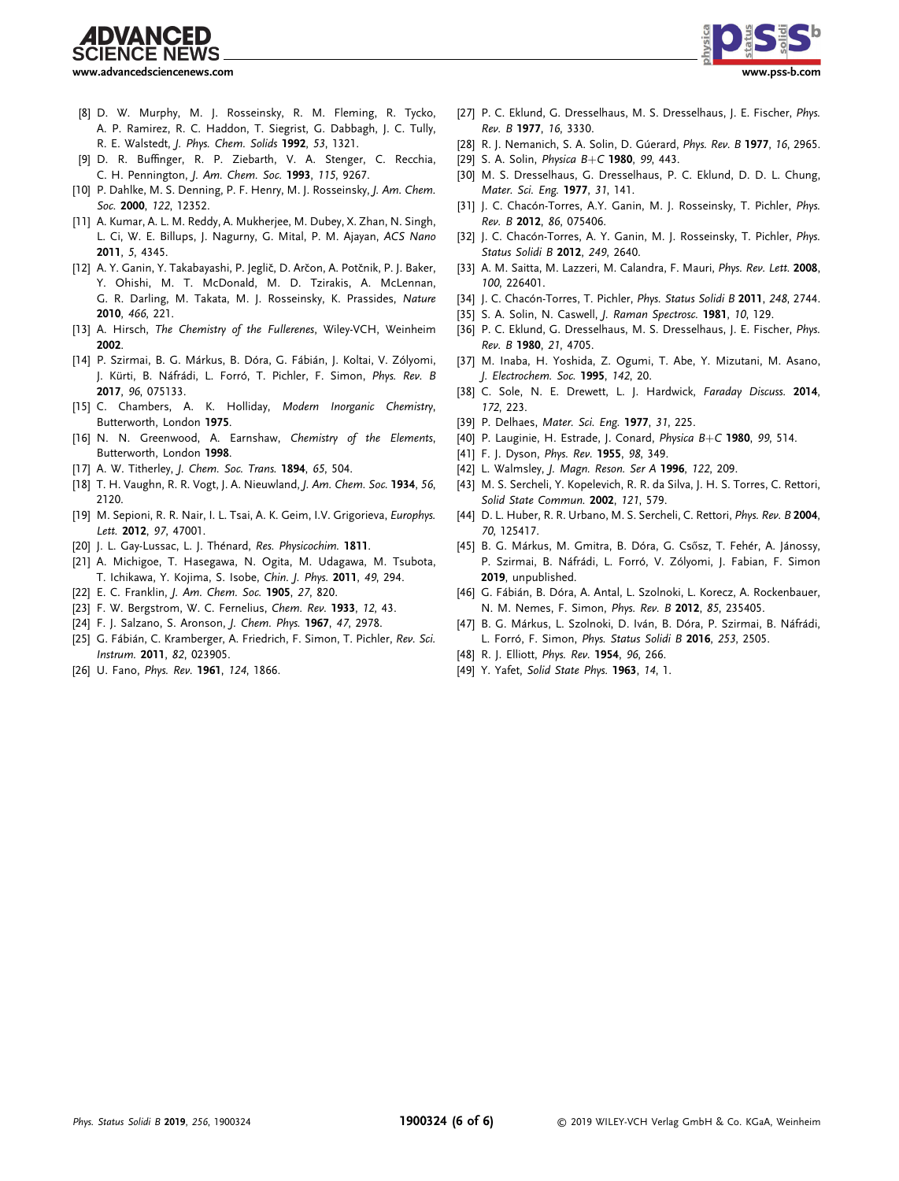[8] D. W. Murphy, M. J. Rosseinsky, R. M. Fleming, R. Tycko, A. P. Ramirez, R. C. Haddon, T. Siegrist, G. Dabbagh, J. C. Tully, R. E. Walstedt, *J. Phys. Chem. Solids* **1992**, *53*, 1321.

[9] D. R. Buffinger, R. P. Ziebarth, V. A. Stenger, C. Recchia, C. H. Pennington, *J. Am. Chem. Soc.* **1993**, *115*, 9267.

[10] P. Dahlke, M. S. Denning, P. F. Henry, M. J. Rosseinsky, *J. Am. Chem. Soc.* **2000**, *122*, 12352.

[11] A. Kumar, A. L. M. Reddy, A. Mukherjee, M. Dubey, X. Zhan, N. Singh, L. Ci, W. E. Billups, J. Nagurny, G. Mital, P. M. Ajayan, *ACS Nano* **2011**, *5*, 4345.

[12] A. Y. Ganin, Y. Takabayashi, P. Jeglič, D. Arčon, A. Potčnik, P. J. Baker, Y. Ohishi, M. T. McDonald, M. D. Tzirakis, A. McLennan, G. R. Darling, M. Takata, M. J. Rosseinsky, K. Prassides, *Nature* **2010**, *466*, 221.

[13] A. Hirsch, *The Chemistry of the Fullerenes*, Wiley-VCH, Weinheim **2002**.

[14] P. Szirmai, B. G. Márkus, B. Dóra, G. Fábián, J. Koltai, V. Zólyomi, J. Kürti, B. Náfrádi, L. Forró, T. Pichler, F. Simon, *Phys. Rev. B* **2017**, *96*, 075133.

[15] C. Chambers, A. K. Holliday, *Modern Inorganic Chemistry*, Butterworth, London **1975**.

[16] N. N. Greenwood, A. Earnshaw, *Chemistry of the Elements*, Butterworth, London **1998**.

[17] A. W. Titherley, *J. Chem. Soc. Trans.* **1894**, *65*, 504.

[18] T. H. Vaughn, R. R. Vogt, J. A. Nieuwland, *J. Am. Chem. Soc.* **1934**, *56*, 2120.

[19] M. Sepioni, R. R. Nair, I. L. Tsai, A. K. Geim, I.V. Grigorieva, *Europhys. Lett.* **2012**, *97*, 47001.

[20] J. L. Gay-Lussac, L. J. Thénard, *Res. Physicochim.* **1811**.

[21] A. Michigoe, T. Hasegawa, N. Ogita, M. Udagawa, M. Tsubota, T. Ichikawa, Y. Kojima, S. Isobe, *Chin. J. Phys.* **2011**, *49*, 294.

[22] E. C. Franklin, *J. Am. Chem. Soc.* **1905**, *27*, 820.

[23] F. W. Bergstrom, W. C. Fernelius, *Chem. Rev.* **1933**, *12*, 43.

[24] F. J. Salzano, S. Aronson, *J. Chem. Phys.* **1967**, *47*, 2978.

[25] G. Fábián, C. Kramberger, A. Friedrich, F. Simon, T. Pichler, *Rev. Sci. Instrum.* **2011**, *82*, 023905.

[26] U. Fano, *Phys. Rev.* **1961**, *124*, 1866.

[27] P. C. Eklund, G. Dresselhaus, M. S. Dresselhaus, J. E. Fischer, *Phys. Rev. B* **1977**, *16*, 3330.

[28] R. J. Nemanich, S. A. Solin, D. Gúerard, *Phys. Rev. B* **1977**, *16*, 2965.

[29] S. A. Solin, *Physica B+C* **1980**, *99*, 443.

[30] M. S. Dresselhaus, G. Dresselhaus, P. C. Eklund, D. D. L. Chung, *Mater. Sci. Eng.* **1977**, *31*, 141.

[31] J. C. Chacón-Torres, A.Y. Ganin, M. J. Rosseinsky, T. Pichler, *Phys. Rev. B* **2012**, *86*, 075406.

[32] J. C. Chacón-Torres, A. Y. Ganin, M. J. Rosseinsky, T. Pichler, *Phys. Status Solidi B* **2012**, *249*, 2640.

[33] A. M. Saitta, M. Lazzeri, M. Calandra, F. Mauri, *Phys. Rev. Lett.* **2008**, *100*, 226401.

[34] J. C. Chacón-Torres, T. Pichler, *Phys. Status Solidi B* **2011**, *248*, 2744.

[35] S. A. Solin, N. Caswell, *J. Raman Spectrosc.* **1981**, *10*, 129.

[36] P. C. Eklund, G. Dresselhaus, M. S. Dresselhaus, J. E. Fischer, *Phys. Rev. B* **1980**, *21*, 4705.

[37] M. Inaba, H. Yoshida, Z. Ogumi, T. Abe, Y. Mizutani, M. Asano, *J. Electrochem. Soc.* **1995**, *142*, 20.

[38] C. Sole, N. E. Drewett, L. J. Hardwick, *Faraday Discuss.* **2014**, *172*, 223.

[39] P. Delhaes, *Mater. Sci. Eng.* **1977**, *31*, 225.

[40] P. Lauginie, H. Estrade, J. Conard, *Physica B+C* **1980**, *99*, 514.

[41] F. J. Dyson, *Phys. Rev.* **1955**, *98*, 349.

[42] L. Walmsley, *J. Magn. Reson. Ser A* **1996**, *122*, 209.

[43] M. S. Sercheli, Y. Kopelevich, R. R. da Silva, J. H. S. Torres, C. Rettori, *Solid State Commun.* **2002**, *121*, 579.

[44] D. L. Huber, R. R. Urbano, M. S. Sercheli, C. Rettori, *Phys. Rev. B* **2004**, *70*, 125417.

[45] B. G. Márkus, M. Gmitra, B. Dóra, G. Csősz, T. Fehér, A. Jánossy, P. Szirmai, B. Náfrádi, L. Forró, V. Zólyomi, J. Fabian, F. Simon **2019**, unpublished.

[46] G. Fábián, B. Dóra, A. Antal, L. Szolnoki, L. Korecz, A. Rockenbauer, N. M. Nemes, F. Simon, *Phys. Rev. B* **2012**, *85*, 235405.

[47] B. G. Márkus, L. Szolnoki, D. Iván, B. Dóra, P. Szirmai, B. Náfrádi, L. Forró, F. Simon, *Phys. Status Solidi B* **2016**, *253*, 2505.

[48] R. J. Elliott, *Phys. Rev.* **1954**, *96*, 266.

[49] Y. Yafet, *Solid State Phys.* **1963**, *14*, 1.